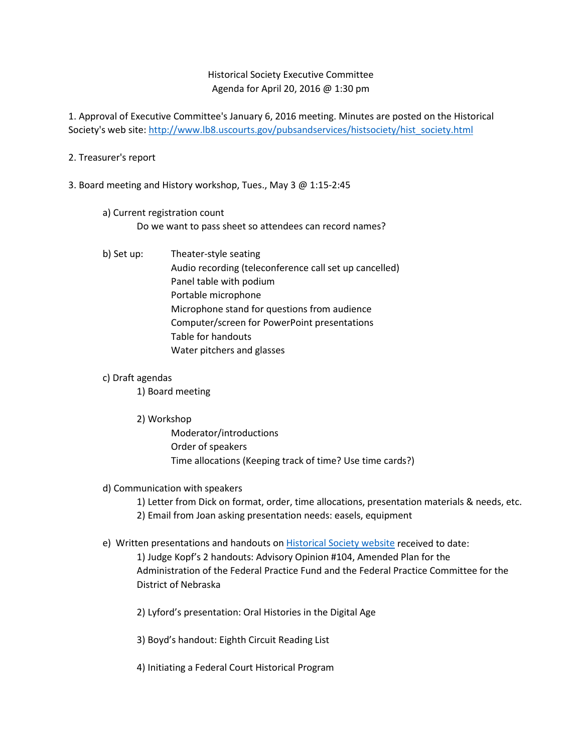Historical Society Executive Committee
Agenda for April 20, 2016 @ 1:30 pm

1. Approval of Executive Committee's January 6, 2016 meeting. Minutes are posted on the Historical Society's web site: [http://www.lb8.uscourts.gov/pubsandservices/histsociety/hist_society.html](http://www.lb8.uscourts.gov/pubsandservices/histsociety/hist_society.html)

2. Treasurer's report

3. Board meeting and History workshop, Tues., May 3 @ 1:15-2:45

   a) Current registration count
      Do we want to pass sheet so attendees can record names?

   b) Set up:
      - Theater-style seating
      - Audio recording (teleconference call set up cancelled)
      - Panel table with podium
      - Portable microphone
      - Microphone stand for questions from audience
      - Computer/screen for PowerPoint presentations
      - Table for handouts
      - Water pitchers and glasses

   c) Draft agendas
      1) Board meeting

      2) Workshop
         - Moderator/introductions
         - Order of speakers
         - Time allocations (Keeping track of time? Use time cards?)

   d) Communication with speakers
      1) Letter from Dick on format, order, time allocations, presentation materials & needs, etc.
      2) Email from Joan asking presentation needs: easels, equipment

   e) Written presentations and handouts on Historical Society website received to date:
      1) Judge Kopf's 2 handouts: Advisory Opinion #104, Amended Plan for the Administration of the Federal Practice Fund and the Federal Practice Committee for the District of Nebraska

      2) Lyford's presentation: Oral Histories in the Digital Age

      3) Boyd's handout: Eighth Circuit Reading List

      4) Initiating a Federal Court Historical Program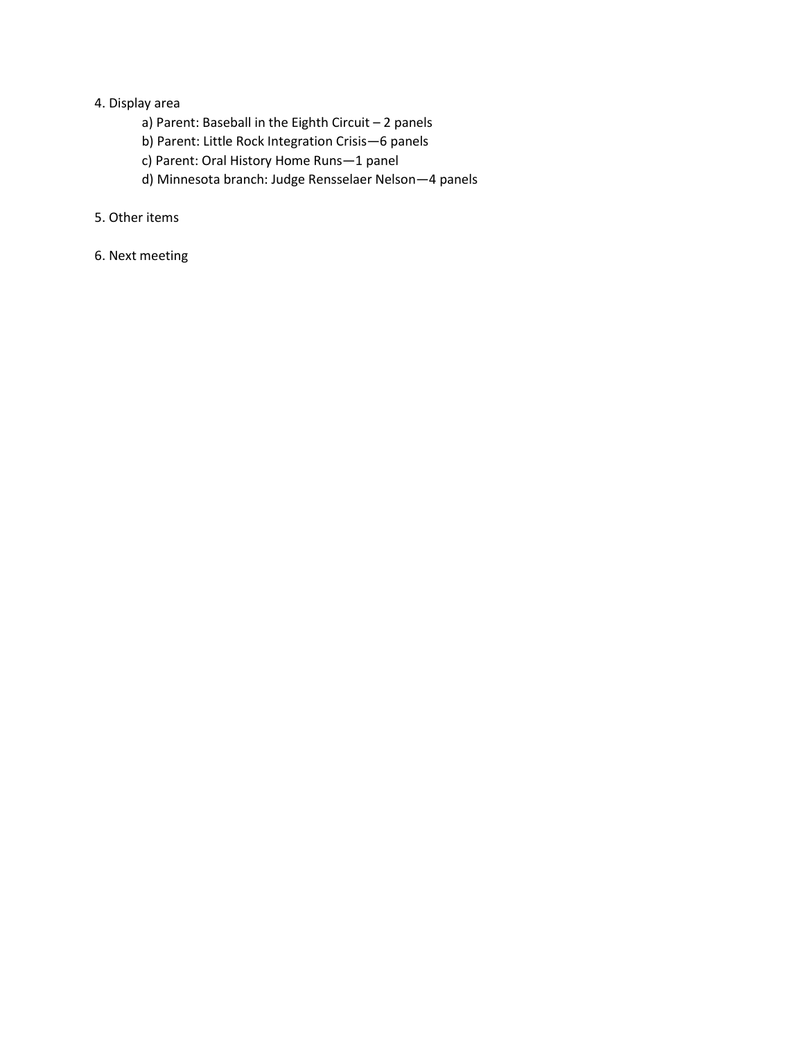4. Display area
    a) Parent: Baseball in the Eighth Circuit – 2 panels
    b) Parent: Little Rock Integration Crisis—6 panels
    c) Parent: Oral History Home Runs—1 panel
    d) Minnesota branch: Judge Rensselaer Nelson—4 panels

5. Other items

6. Next meeting